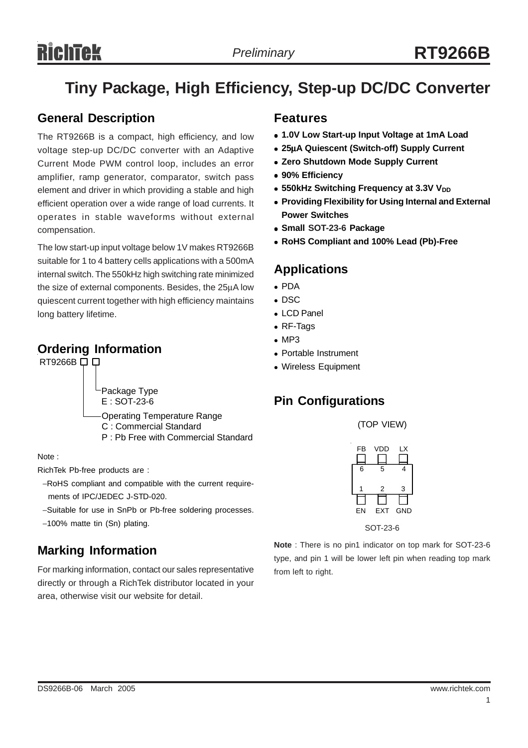# Tiny Package, High Efficiency, Step-up DC/DC Converter

## General Description

The RT9266B is a compact, high efficiency, and low voltage step-up DC/DC converter with an Adaptive Current Mode PWM control loop, includes an error amplifier, ramp generator, comparator, switch pass element and driver in which providing a stable and high efficient operation over a wide range of load currents. It operates in stable waveforms without external compensation.

The low start-up input voltage below 1V makes RT9266B suitable for 1 to 4 battery cells applications with a 500mA internal switch. The 550kHz high switching rate minimized the size of external components. Besides, the 25μA low quiescent current together with high efficiency maintains long battery lifetime.

## Ordering Information

RT9266B □ □

- Package Type
  - E : SOT-23-6
- Operating Temperature Range
  - C : Commercial Standard
  - P : Pb Free with Commercial Standard

Note :

RichTek Pb-free products are :

- −RoHS compliant and compatible with the current requirements of IPC/JEDEC J-STD-020.
- −Suitable for use in SnPb or Pb-free soldering processes.
- −100% matte tin (Sn) plating.

## Marking Information

For marking information, contact our sales representative directly or through a RichTek distributor located in your area, otherwise visit our website for detail.

## Features

- **1.0V Low Start-up Input Voltage at 1mA Load**
- **25μA Quiescent (Switch-off) Supply Current**
- **Zero Shutdown Mode Supply Current**
- **90% Efficiency**
- **550kHz Switching Frequency at 3.3V $V_{DD}$**
- **Providing Flexibility for Using Internal and External Power Switches**
- **Small SOT-23-6 Package**
- **RoHS Compliant and 100% Lead (Pb)-Free**

## Applications

- PDA
- DSC
- LCD Panel
- RF-Tags
- MP3
- Portable Instrument
- Wireless Equipment

## Pin Configurations

(TOP VIEW)

| FB | VDD | LX |
|---|---|---|
| 6 | 5 | 4 |
| 1 | 2 | 3 |
| EN | EXT | GND |

SOT-23-6

**Note** : There is no pin1 indicator on top mark for SOT-23-6 type, and pin 1 will be lower left pin when reading top mark from left to right.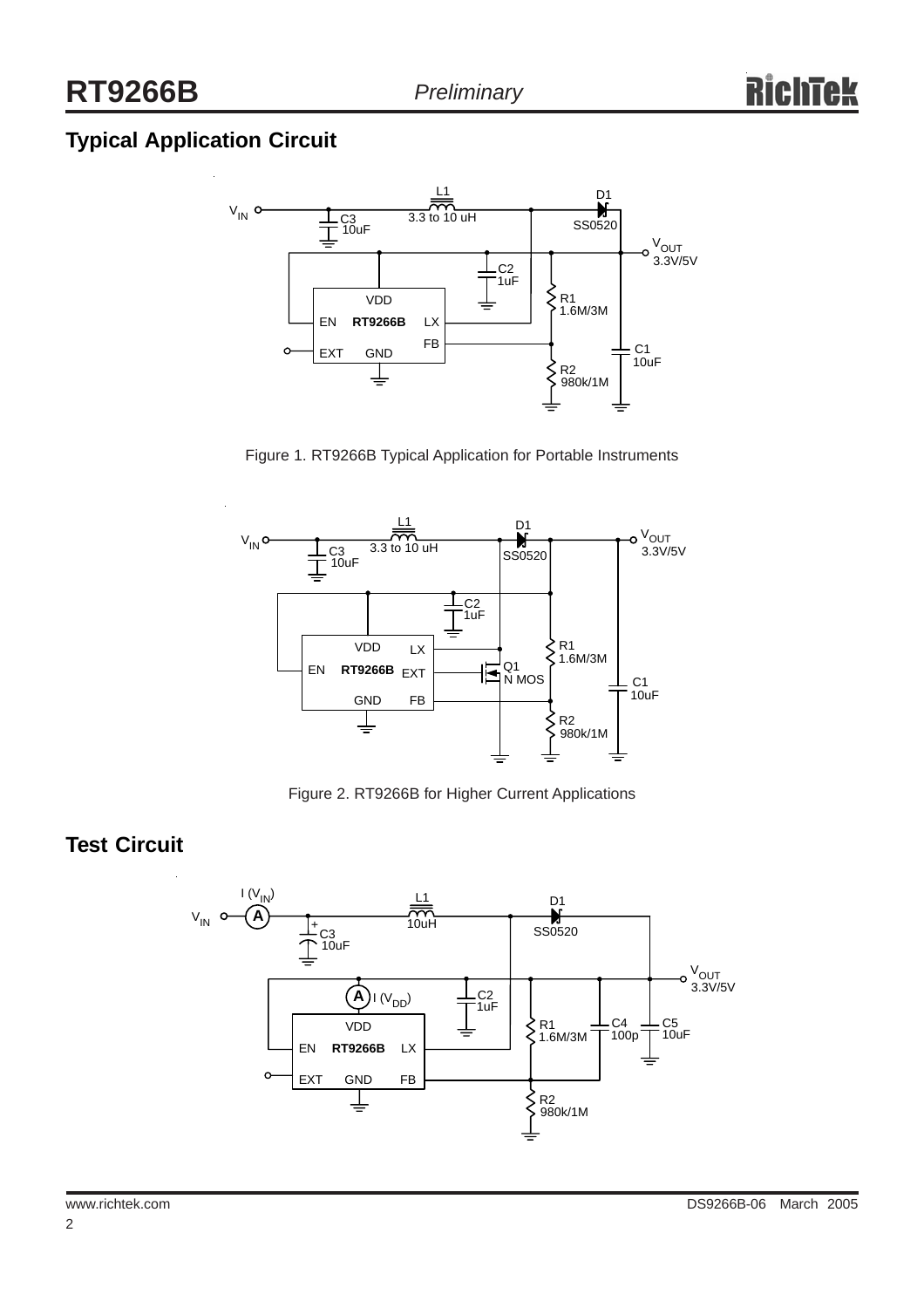## Typical Application Circuit

Figure 1. RT9266B Typical Application for Portable Instruments

Figure 2. RT9266B for Higher Current Applications

## Test Circuit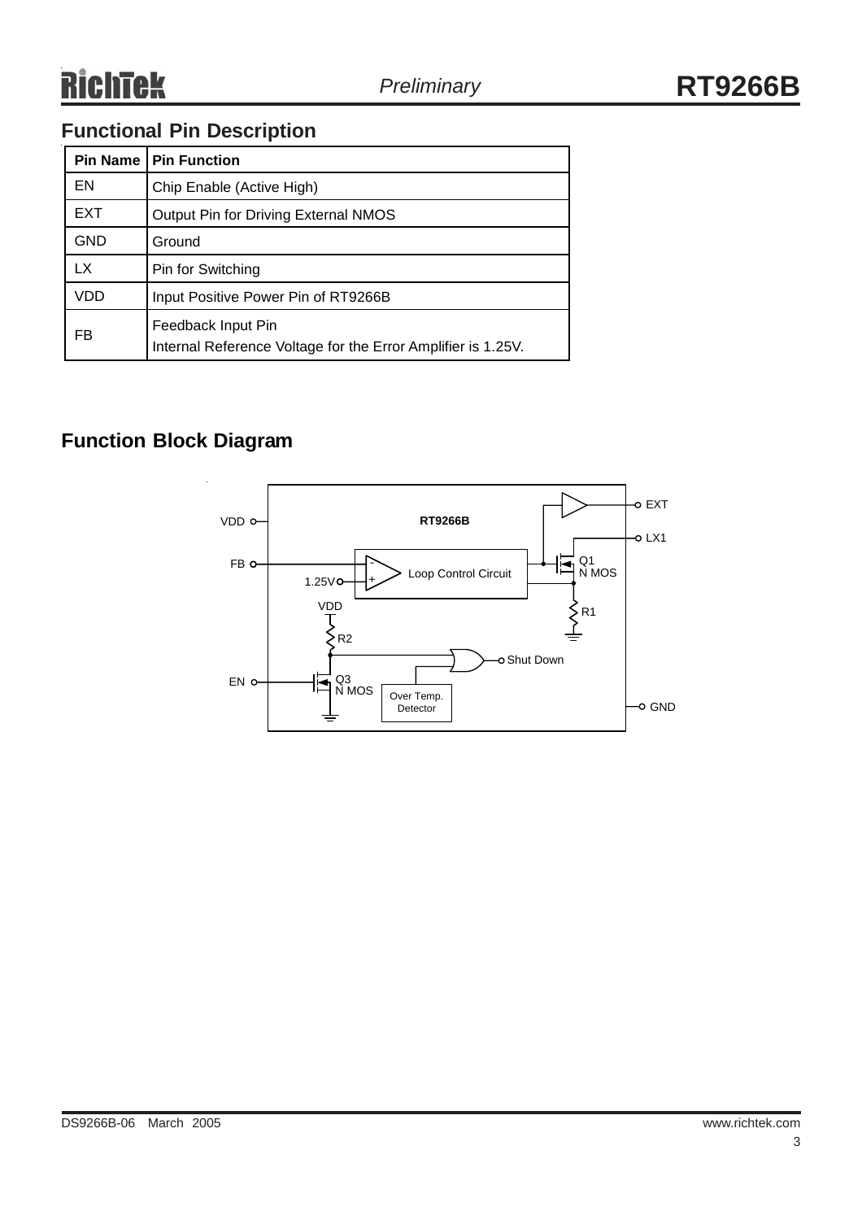## Functional Pin Description

| Pin Name | Pin Function |
|---|---|
| EN | Chip Enable (Active High) |
| EXT | Output Pin for Driving External NMOS |
| GND | Ground |
| LX | Pin for Switching |
| VDD | Input Positive Power Pin of RT9266B |
| FB | Feedback Input Pin<br>Internal Reference Voltage for the Error Amplifier is 1.25V. |

## Function Block Diagram

RT9266B

VDD, FB, 1.25V, Loop Control Circuit, EXT, LX1, Q1 N MOS, R1, VDD, R2, Shut Down, EN, Q3 N MOS, Over Temp. Detector, GND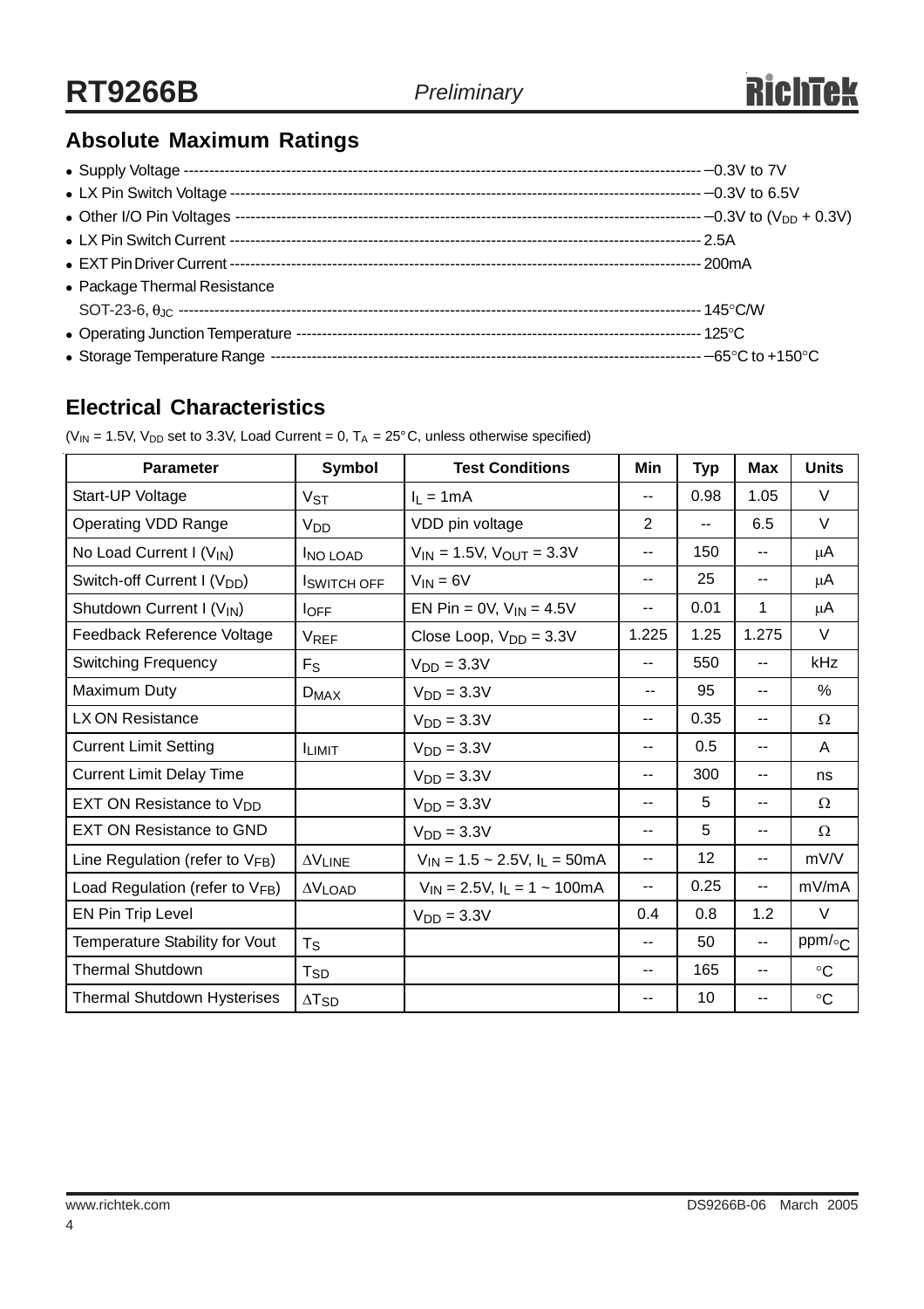## Absolute Maximum Ratings

- Supply Voltage ---------------------------------------------------------------------------------------------------- −0.3V to 7V
- LX Pin Switch Voltage --------------------------------------------------------------------------------------------- −0.3V to 6.5V
- Other I/O Pin Voltages -------------------------------------------------------------------------------------------- −0.3V to ($V_{DD}$ + 0.3V)
- LX Pin Switch Current --------------------------------------------------------------------------------------------- 2.5A
- EXT Pin Driver Current -------------------------------------------------------------------------------------------- 200mA
- Package Thermal Resistance
  SOT-23-6, $\theta_{JC}$ ------------------------------------------------------------------------------------------------- 145°C/W
- Operating Junction Temperature ------------------------------------------------------------------------------- 125°C
- Storage Temperature Range ------------------------------------------------------------------------------------ −65°C to +150°C

## Electrical Characteristics

($V_{IN}$ = 1.5V, $V_{DD}$ set to 3.3V, Load Current = 0, $T_A$ = 25°C, unless otherwise specified)

| Parameter | Symbol | Test Conditions | Min | Typ | Max | Units |
|---|---|---|---|---|---|---|
| Start-UP Voltage | $V_{ST}$ | $I_L$ = 1mA | -- | 0.98 | 1.05 | V |
| Operating VDD Range | $V_{DD}$ | VDD pin voltage | 2 | -- | 6.5 | V |
| No Load Current I ($V_{IN}$) | $I_{NO\ LOAD}$ | $V_{IN}$ = 1.5V, $V_{OUT}$ = 3.3V | -- | 150 | -- | μA |
| Switch-off Current I ($V_{DD}$) | $I_{SWITCH\ OFF}$ | $V_{IN}$ = 6V | -- | 25 | -- | μA |
| Shutdown Current I ($V_{IN}$) | $I_{OFF}$ | EN Pin = 0V, $V_{IN}$ = 4.5V | -- | 0.01 | 1 | μA |
| Feedback Reference Voltage | $V_{REF}$ | Close Loop, $V_{DD}$ = 3.3V | 1.225 | 1.25 | 1.275 | V |
| Switching Frequency | $F_S$ | $V_{DD}$ = 3.3V | -- | 550 | -- | kHz |
| Maximum Duty | $D_{MAX}$ | $V_{DD}$ = 3.3V | -- | 95 | -- | % |
| LX ON Resistance | | $V_{DD}$ = 3.3V | -- | 0.35 | -- | Ω |
| Current Limit Setting | $I_{LIMIT}$ | $V_{DD}$ = 3.3V | -- | 0.5 | -- | A |
| Current Limit Delay Time | | $V_{DD}$ = 3.3V | -- | 300 | -- | ns |
| EXT ON Resistance to $V_{DD}$ | | $V_{DD}$ = 3.3V | -- | 5 | -- | Ω |
| EXT ON Resistance to GND | | $V_{DD}$ = 3.3V | -- | 5 | -- | Ω |
| Line Regulation (refer to $V_{FB}$) | $\Delta V_{LINE}$ | $V_{IN}$ = 1.5 ~ 2.5V, $I_L$ = 50mA | -- | 12 | -- | mV/V |
| Load Regulation (refer to $V_{FB}$) | $\Delta V_{LOAD}$ | $V_{IN}$ = 2.5V, $I_L$ = 1 ~ 100mA | -- | 0.25 | -- | mV/mA |
| EN Pin Trip Level | | $V_{DD}$ = 3.3V | 0.4 | 0.8 | 1.2 | V |
| Temperature Stability for Vout | $T_S$ | | -- | 50 | -- | ppm/°C |
| Thermal Shutdown | $T_{SD}$ | | -- | 165 | -- | °C |
| Thermal Shutdown Hysterises | $\Delta T_{SD}$ | | -- | 10 | -- | °C |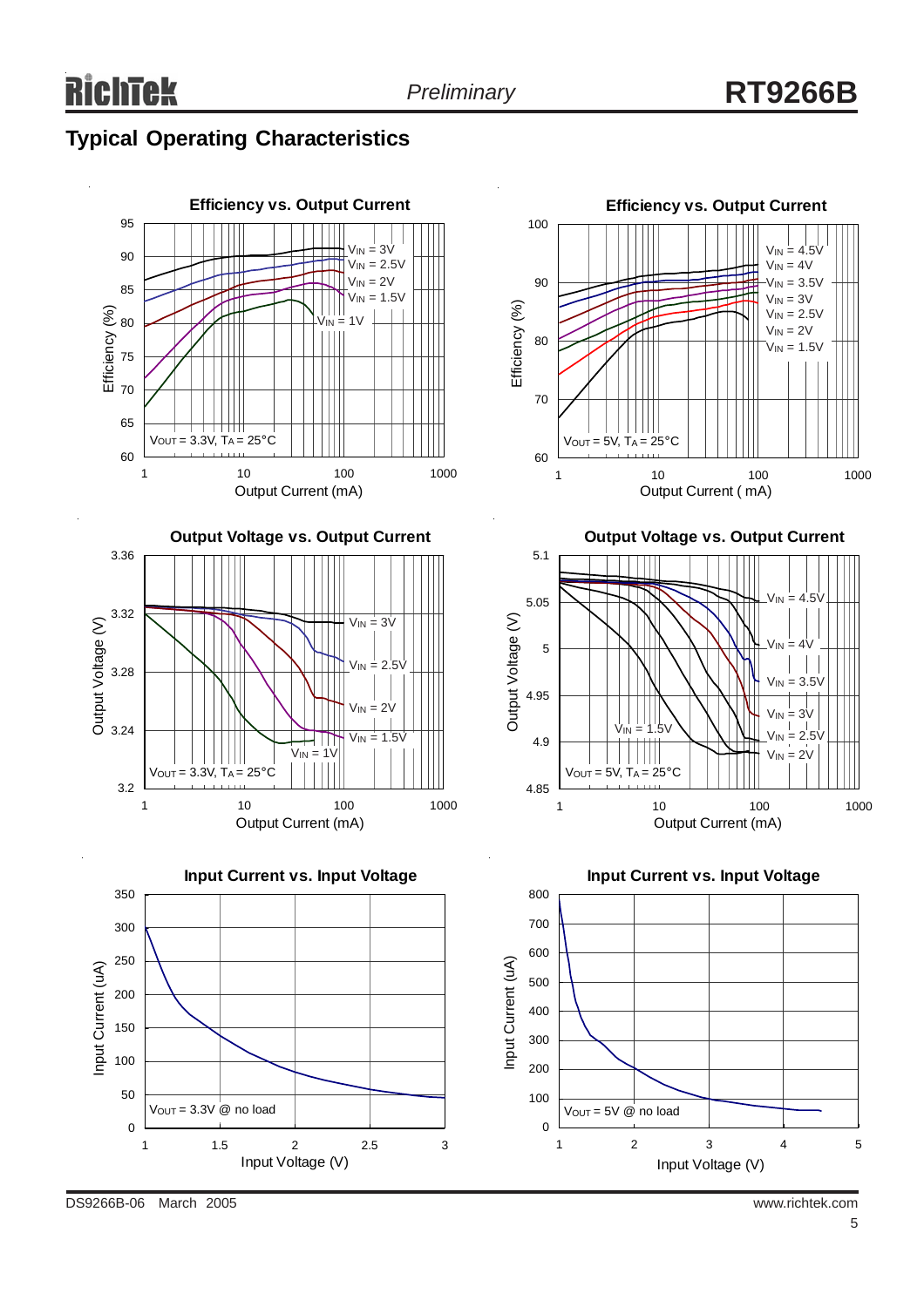## Typical Operating Characteristics

**Efficiency vs. Output Current**

$V_{IN}$ = 3V, $V_{IN}$ = 2.5V, $V_{IN}$ = 2V, $V_{IN}$ = 1.5V, $V_{IN}$ = 1V

$V_{OUT}$ = 3.3V, $T_A$ = 25°C

Efficiency (%) vs. Output Current (mA)

**Efficiency vs. Output Current**

$V_{IN}$ = 4.5V, $V_{IN}$ = 4V, $V_{IN}$ = 3.5V, $V_{IN}$ = 3V, $V_{IN}$ = 2.5V, $V_{IN}$ = 2V, $V_{IN}$ = 1.5V

$V_{OUT}$ = 5V, $T_A$ = 25°C

Efficiency (%) vs. Output Current ( mA)

**Output Voltage vs. Output Current**

$V_{IN}$ = 3V, $V_{IN}$ = 2.5V, $V_{IN}$ = 2V, $V_{IN}$ = 1.5V, $V_{IN}$ = 1V

$V_{OUT}$ = 3.3V, $T_A$ = 25°C

Output Voltage (V) vs. Output Current (mA)

**Output Voltage vs. Output Current**

$V_{IN}$ = 4.5V, $V_{IN}$ = 4V, $V_{IN}$ = 3.5V, $V_{IN}$ = 3V, $V_{IN}$ = 2.5V, $V_{IN}$ = 2V, $V_{IN}$ = 1.5V

$V_{OUT}$ = 5V, $T_A$ = 25°C

Output Voltage (V) vs. Output Current (mA)

**Input Current vs. Input Voltage**

$V_{OUT}$ = 3.3V @ no load

Input Current (uA) vs. Input Voltage (V)

**Input Current vs. Input Voltage**

$V_{OUT}$ = 5V @ no load

Input Current (uA) vs. Input Voltage (V)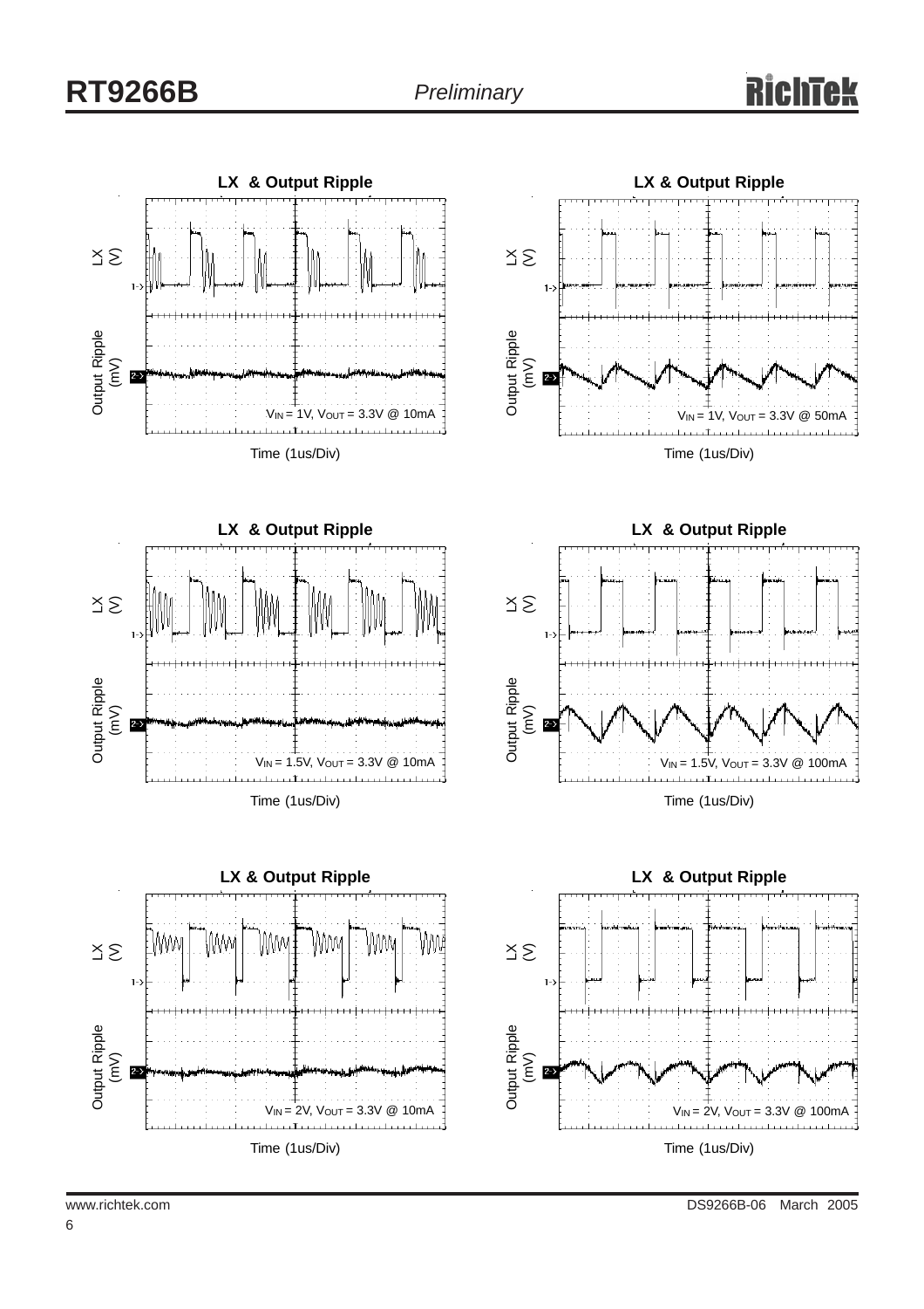**LX & Output Ripple**

LX (V)

Output Ripple (mV)

$V_{IN}$ = 1V, $V_{OUT}$ = 3.3V @ 10mA

Time (1us/Div)

**LX & Output Ripple**

LX (V)

Output Ripple (mV)

$V_{IN}$ = 1V, $V_{OUT}$ = 3.3V @ 50mA

Time (1us/Div)

**LX & Output Ripple**

LX (V)

Output Ripple (mV)

$V_{IN}$ = 1.5V, $V_{OUT}$ = 3.3V @ 10mA

Time (1us/Div)

**LX & Output Ripple**

LX (V)

Output Ripple (mV)

$V_{IN}$ = 1.5V, $V_{OUT}$ = 3.3V @ 100mA

Time (1us/Div)

**LX & Output Ripple**

LX (V)

Output Ripple (mV)

$V_{IN}$ = 2V, $V_{OUT}$ = 3.3V @ 10mA

Time (1us/Div)

**LX & Output Ripple**

LX (V)

Output Ripple (mV)

$V_{IN}$ = 2V, $V_{OUT}$ = 3.3V @ 100mA

Time (1us/Div)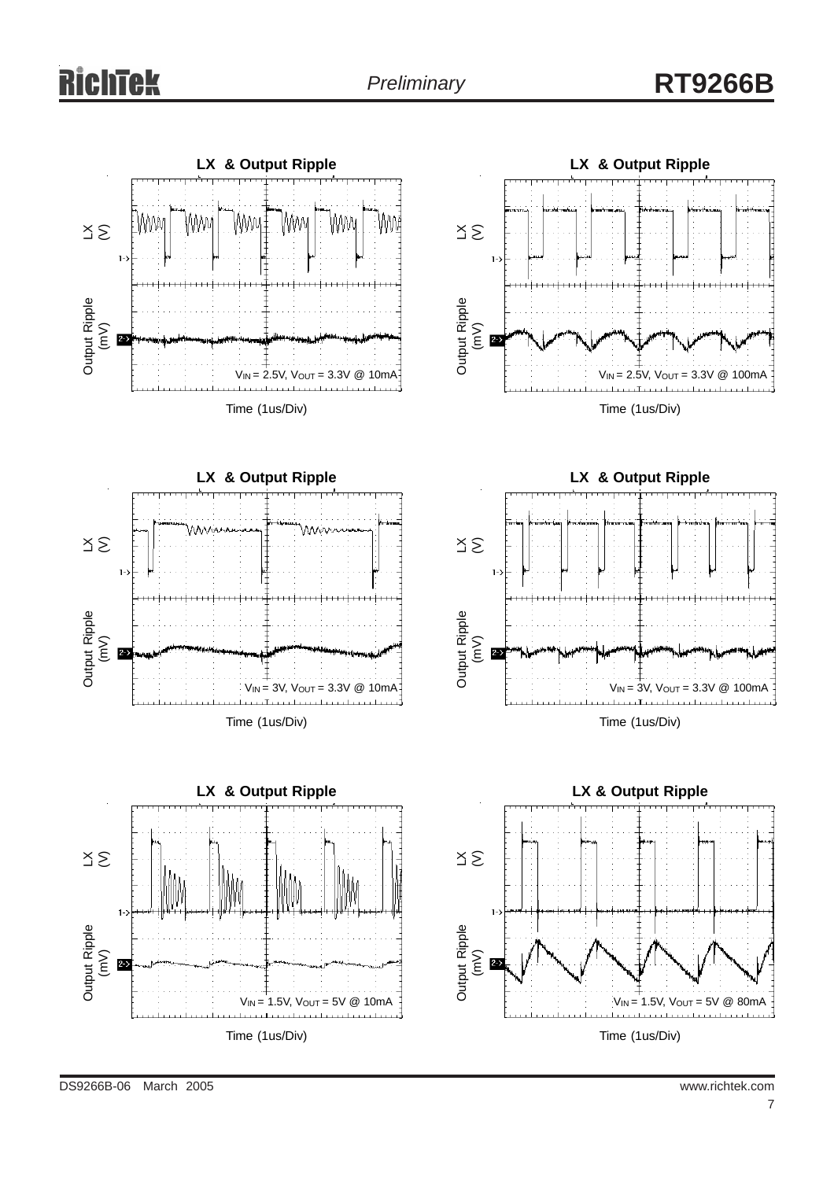**LX & Output Ripple**

LX (V)

Output Ripple (mV)

$V_{IN}$ = 2.5V, $V_{OUT}$ = 3.3V @ 10mA

Time (1us/Div)

**LX & Output Ripple**

LX (V)

Output Ripple (mV)

$V_{IN}$ = 2.5V, $V_{OUT}$ = 3.3V @ 100mA

Time (1us/Div)

**LX & Output Ripple**

LX (V)

Output Ripple (mV)

$V_{IN}$ = 3V, $V_{OUT}$ = 3.3V @ 10mA

Time (1us/Div)

**LX & Output Ripple**

LX (V)

Output Ripple (mV)

$V_{IN}$ = 3V, $V_{OUT}$ = 3.3V @ 100mA

Time (1us/Div)

**LX & Output Ripple**

LX (V)

Output Ripple (mV)

$V_{IN}$ = 1.5V, $V_{OUT}$ = 5V @ 10mA

Time (1us/Div)

**LX & Output Ripple**

LX (V)

Output Ripple (mV)

$V_{IN}$ = 1.5V, $V_{OUT}$ = 5V @ 80mA

Time (1us/Div)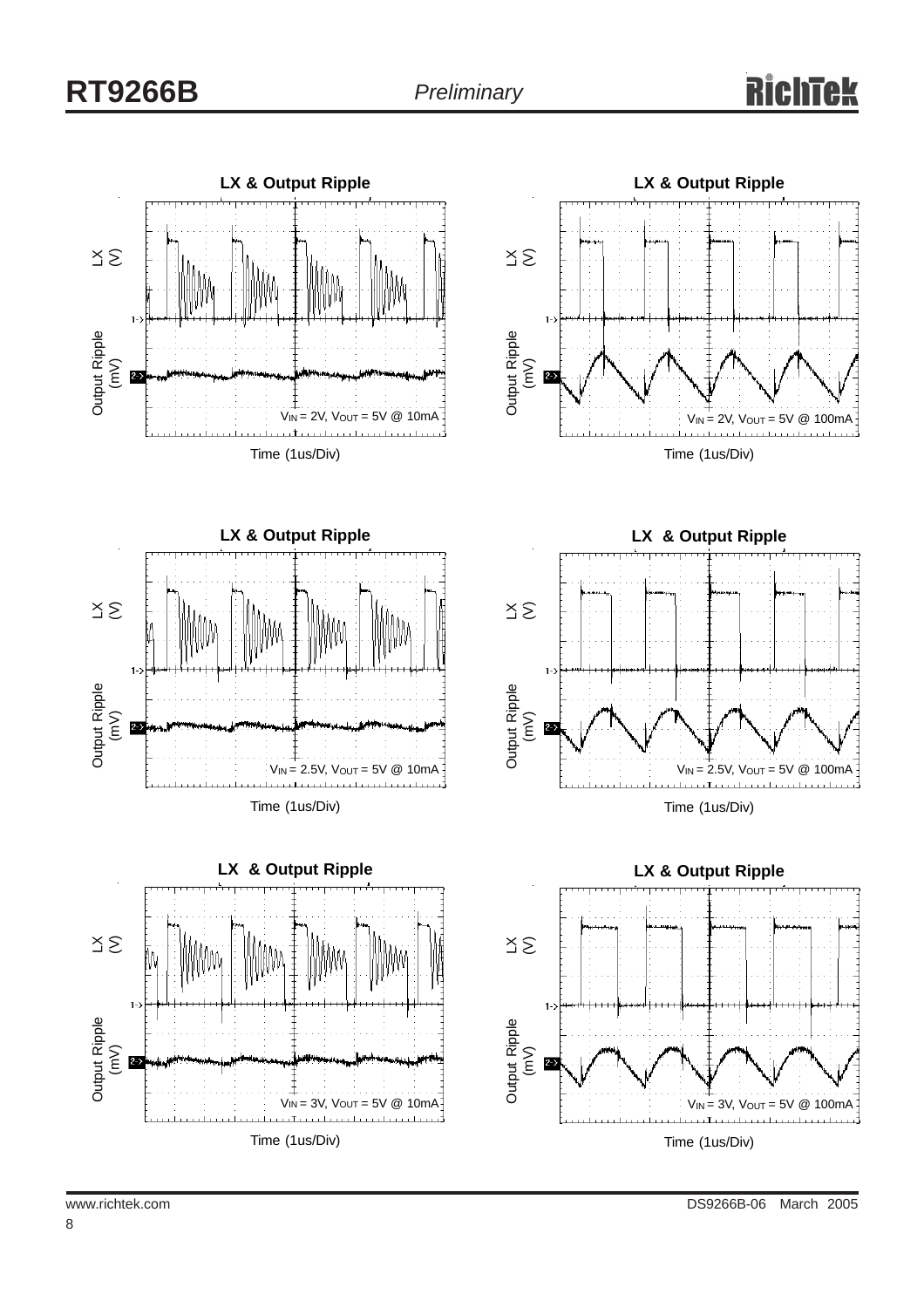**LX & Output Ripple**

LX (V)

Output Ripple (mV)

$V_{IN}$ = 2V, $V_{OUT}$ = 5V @ 10mA

Time (1us/Div)

**LX & Output Ripple**

LX (V)

Output Ripple (mV)

$V_{IN}$ = 2V, $V_{OUT}$ = 5V @ 100mA

Time (1us/Div)

**LX & Output Ripple**

LX (V)

Output Ripple (mV)

$V_{IN}$ = 2.5V, $V_{OUT}$ = 5V @ 10mA

Time (1us/Div)

**LX & Output Ripple**

LX (V)

Output Ripple (mV)

$V_{IN}$ = 2.5V, $V_{OUT}$ = 5V @ 100mA

Time (1us/Div)

**LX & Output Ripple**

LX (V)

Output Ripple (mV)

$V_{IN}$ = 3V, $V_{OUT}$ = 5V @ 10mA

Time (1us/Div)

**LX & Output Ripple**

LX (V)

Output Ripple (mV)

$V_{IN}$ = 3V, $V_{OUT}$ = 5V @ 100mA

Time (1us/Div)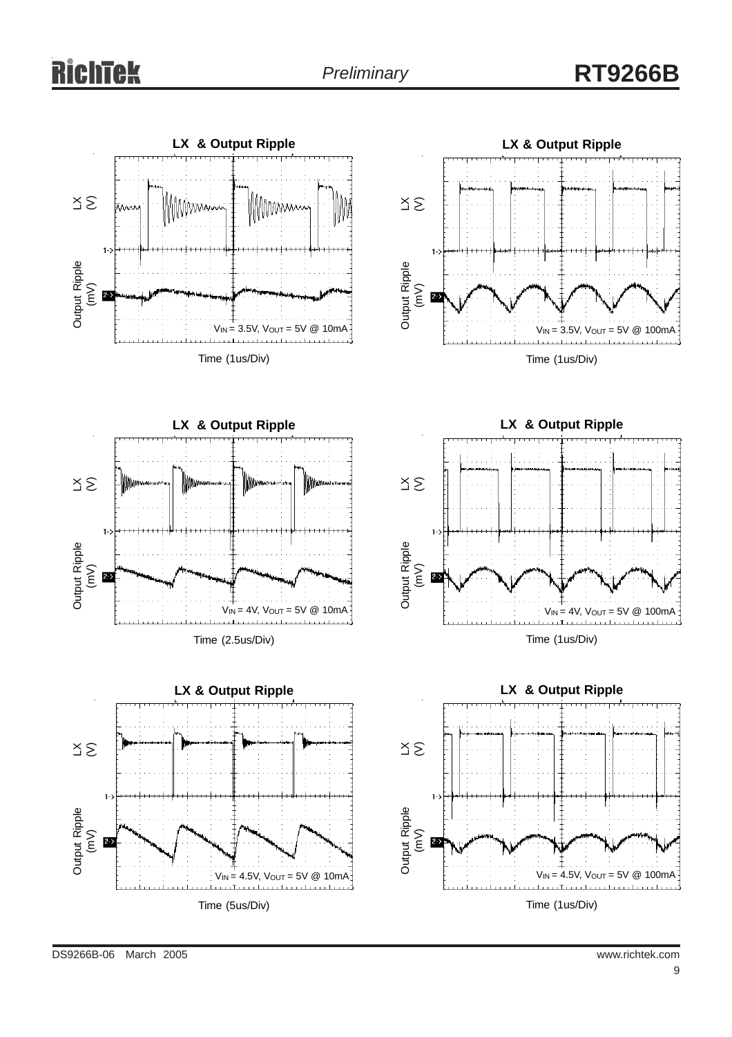LX & Output Ripple

LX (V)

Output Ripple (mV)

$V_{IN}$ = 3.5V, $V_{OUT}$ = 5V @ 10mA

Time (1us/Div)

LX & Output Ripple

LX (V)

Output Ripple (mV)

$V_{IN}$ = 3.5V, $V_{OUT}$ = 5V @ 100mA

Time (1us/Div)

LX & Output Ripple

LX (V)

Output Ripple (mV)

$V_{IN}$ = 4V, $V_{OUT}$ = 5V @ 10mA

Time (2.5us/Div)

LX & Output Ripple

LX (V)

Output Ripple (mV)

$V_{IN}$ = 4V, $V_{OUT}$ = 5V @ 100mA

Time (1us/Div)

LX & Output Ripple

LX (V)

Output Ripple (mV)

$V_{IN}$ = 4.5V, $V_{OUT}$ = 5V @ 10mA

Time (5us/Div)

LX & Output Ripple

LX (V)

Output Ripple (mV)

$V_{IN}$ = 4.5V, $V_{OUT}$ = 5V @ 100mA

Time (1us/Div)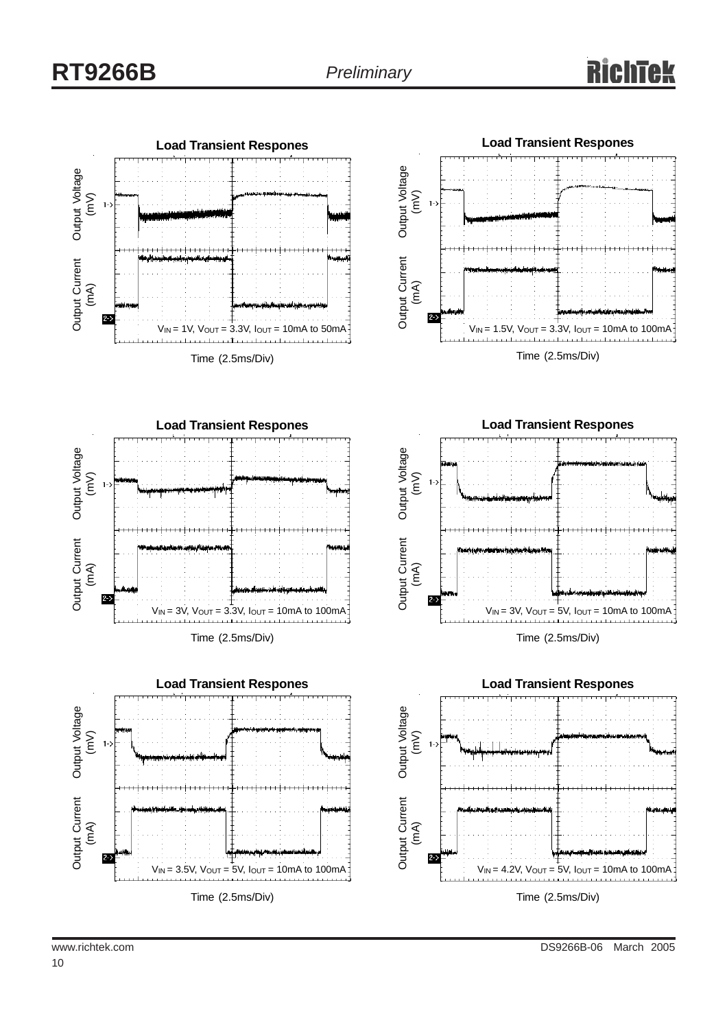**Load Transient Respones**

Output Voltage (mV)

Output Current (mA)

$V_{IN}$ = 1V, $V_{OUT}$ = 3.3V, $I_{OUT}$ = 10mA to 50mA

Time (2.5ms/Div)

**Load Transient Respones**

Output Voltage (mV)

Output Current (mA)

$V_{IN}$ = 1.5V, $V_{OUT}$ = 3.3V, $I_{OUT}$ = 10mA to 100mA

Time (2.5ms/Div)

**Load Transient Respones**

Output Voltage (mV)

Output Current (mA)

$V_{IN}$ = 3V, $V_{OUT}$ = 3.3V, $I_{OUT}$ = 10mA to 100mA

Time (2.5ms/Div)

**Load Transient Respones**

Output Voltage (mV)

Output Current (mA)

$V_{IN}$ = 3V, $V_{OUT}$ = 5V, $I_{OUT}$ = 10mA to 100mA

Time (2.5ms/Div)

**Load Transient Respones**

Output Voltage (mV)

Output Current (mA)

$V_{IN}$ = 3.5V, $V_{OUT}$ = 5V, $I_{OUT}$ = 10mA to 100mA

Time (2.5ms/Div)

**Load Transient Respones**

Output Voltage (mV)

Output Current (mA)

$V_{IN}$ = 4.2V, $V_{OUT}$ = 5V, $I_{OUT}$ = 10mA to 100mA

Time (2.5ms/Div)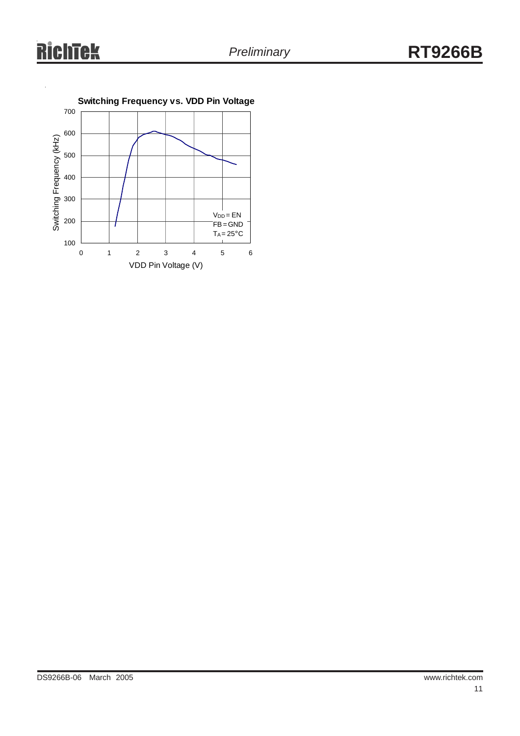**Switching Frequency vs. VDD Pin Voltage**

Switching Frequency (kHz)

$V_{DD}$ = EN
FB = GND
$T_A$ = 25°C

VDD Pin Voltage (V)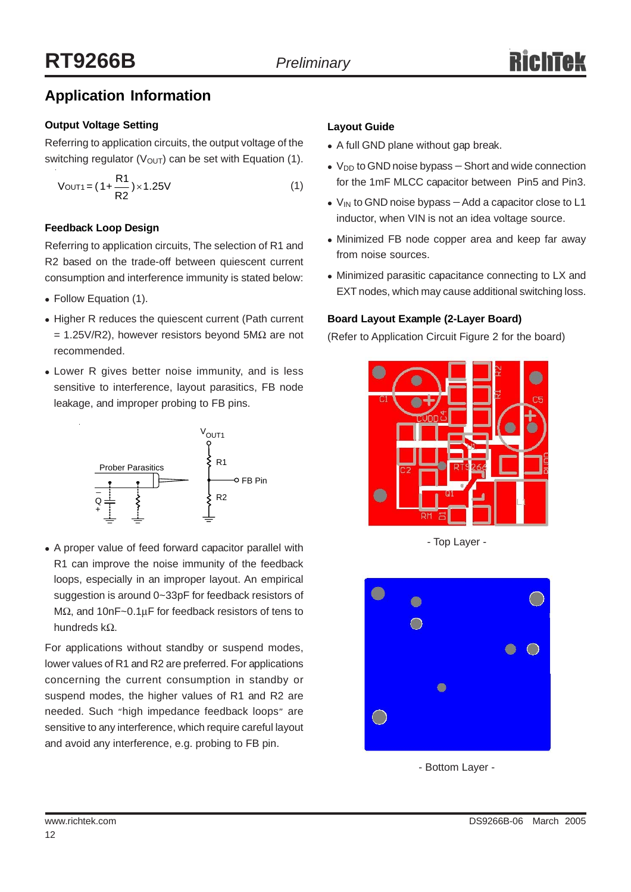## Application Information

### Output Voltage Setting

Referring to application circuits, the output voltage of the switching regulator ($V_{OUT}$) can be set with Equation (1).

$$V_{OUT1} = (1 + \frac{R1}{R2}) \times 1.25V \quad (1)$$

### Feedback Loop Design

Referring to application circuits, The selection of R1 and R2 based on the trade-off between quiescent current consumption and interference immunity is stated below:

- Follow Equation (1).
- Higher R reduces the quiescent current (Path current = 1.25V/R2), however resistors beyond 5MΩ are not recommended.
- Lower R gives better noise immunity, and is less sensitive to interference, layout parasitics, FB node leakage, and improper probing to FB pins.

- A proper value of feed forward capacitor parallel with R1 can improve the noise immunity of the feedback loops, especially in an improper layout. An empirical suggestion is around 0~33pF for feedback resistors of MΩ, and 10nF~0.1µF for feedback resistors of tens to hundreds kΩ.

For applications without standby or suspend modes, lower values of R1 and R2 are preferred. For applications concerning the current consumption in standby or suspend modes, the higher values of R1 and R2 are needed. Such "high impedance feedback loops" are sensitive to any interference, which require careful layout and avoid any interference, e.g. probing to FB pin.

### Layout Guide

- A full GND plane without gap break.
- $V_{DD}$ to GND noise bypass – Short and wide connection for the 1mF MLCC capacitor between Pin5 and Pin3.
- $V_{IN}$ to GND noise bypass – Add a capacitor close to L1 inductor, when VIN is not an idea voltage source.
- Minimized FB node copper area and keep far away from noise sources.
- Minimized parasitic capacitance connecting to LX and EXT nodes, which may cause additional switching loss.

### Board Layout Example (2-Layer Board)

(Refer to Application Circuit Figure 2 for the board)

- Top Layer -

- Bottom Layer -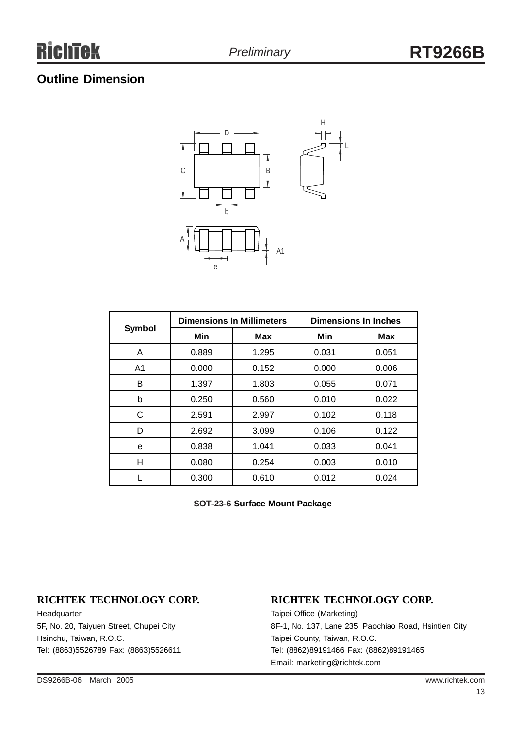## Outline Dimension

D
C
B
b
H
L
A
A1
e

| Symbol | Dimensions In Millimeters | | Dimensions In Inches | |
|---|---|---|---|---|
| | Min | Max | Min | Max |
| A | 0.889 | 1.295 | 0.031 | 0.051 |
| A1 | 0.000 | 0.152 | 0.000 | 0.006 |
| B | 1.397 | 1.803 | 0.055 | 0.071 |
| b | 0.250 | 0.560 | 0.010 | 0.022 |
| C | 2.591 | 2.997 | 0.102 | 0.118 |
| D | 2.692 | 3.099 | 0.106 | 0.122 |
| e | 0.838 | 1.041 | 0.033 | 0.041 |
| H | 0.080 | 0.254 | 0.003 | 0.010 |
| L | 0.300 | 0.610 | 0.012 | 0.024 |

**SOT-23-6 Surface Mount Package**

**RICHTEK TECHNOLOGY CORP.**

Headquarter
5F, No. 20, Taiyuen Street, Chupei City
Hsinchu, Taiwan, R.O.C.
Tel: (8863)5526789 Fax: (8863)5526611

**RICHTEK TECHNOLOGY CORP.**

Taipei Office (Marketing)
8F-1, No. 137, Lane 235, Paochiao Road, Hsintien City
Taipei County, Taiwan, R.O.C.
Tel: (8862)89191466 Fax: (8862)89191465
Email: marketing@richtek.com